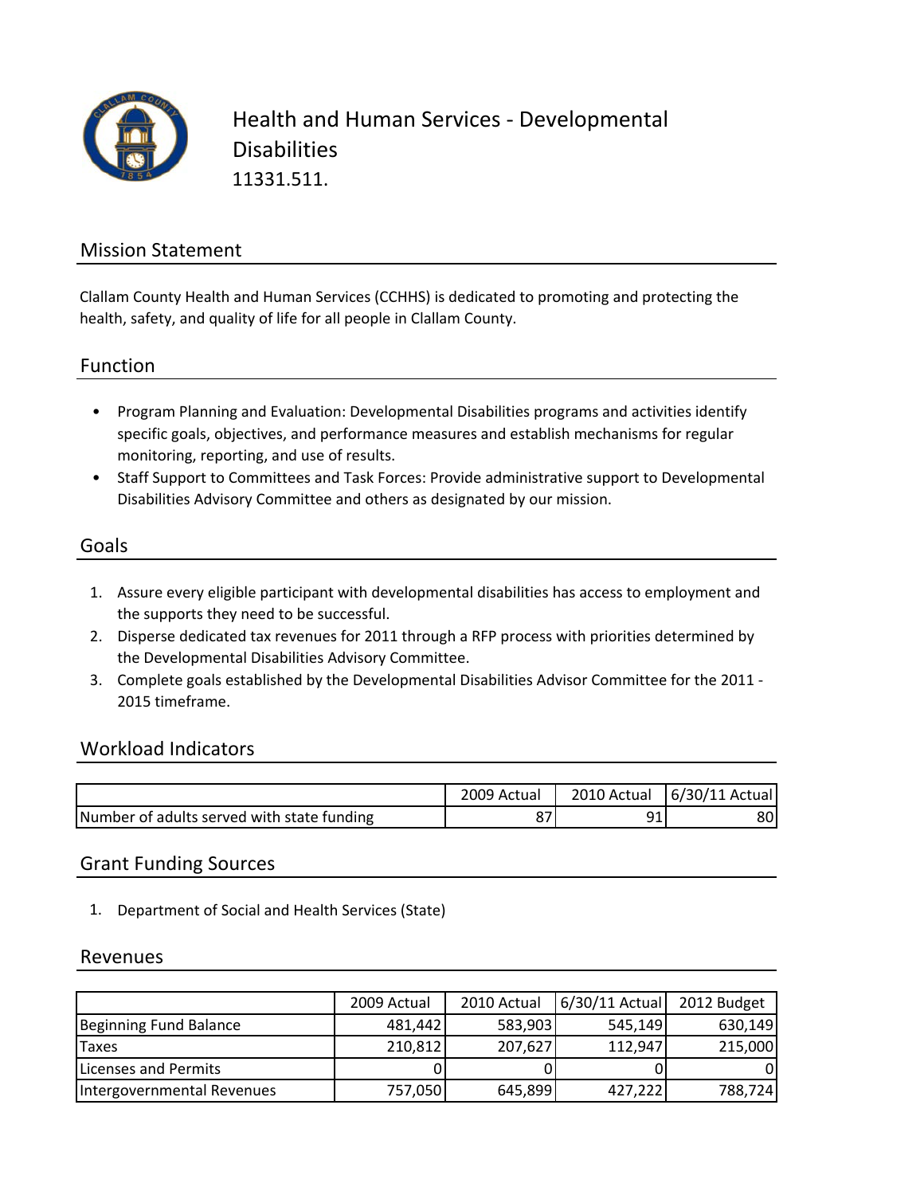# Health and Human Services - Developmental Disabilities

11331.511.

## Mission Statement

Clallam County Health and Human Services (CCHHS) is dedicated to promoting and protecting the health, safety, and quality of life for all people in Clallam County.

## Function

- Program Planning and Evaluation: Developmental Disabilities programs and activities identify specific goals, objectives, and performance measures and establish mechanisms for regular monitoring, reporting, and use of results.
- Staff Support to Committees and Task Forces: Provide administrative support to Developmental Disabilities Advisory Committee and others as designated by our mission.

## Goals

1. Assure every eligible participant with developmental disabilities has access to employment and the supports they need to be successful.
2. Disperse dedicated tax revenues for 2011 through a RFP process with priorities determined by the Developmental Disabilities Advisory Committee.
3. Complete goals established by the Developmental Disabilities Advisor Committee for the 2011 - 2015 timeframe.

## Workload Indicators

| | 2009 Actual | 2010 Actual | 6/30/11 Actual |
|---|---|---|---|
| Number of adults served with state funding | 87 | 91 | 80 |

## Grant Funding Sources

1. Department of Social and Health Services (State)

## Revenues

| | 2009 Actual | 2010 Actual | 6/30/11 Actual | 2012 Budget |
|---|---|---|---|---|
| Beginning Fund Balance | 481,442 | 583,903 | 545,149 | 630,149 |
| Taxes | 210,812 | 207,627 | 112,947 | 215,000 |
| Licenses and Permits | 0 | 0 | 0 | 0 |
| Intergovernmental Revenues | 757,050 | 645,899 | 427,222 | 788,724 |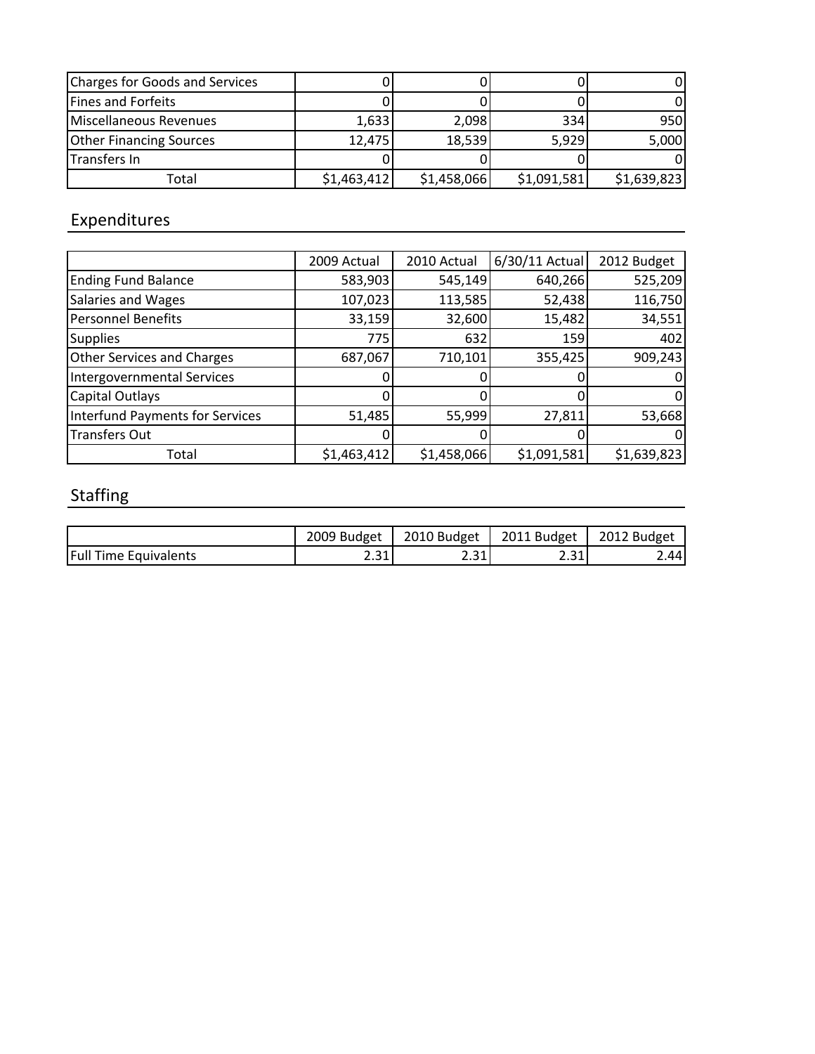| | | | | |
|---|---|---|---|---|
| Charges for Goods and Services | 0 | 0 | 0 | 0 |
| Fines and Forfeits | 0 | 0 | 0 | 0 |
| Miscellaneous Revenues | 1,633 | 2,098 | 334 | 950 |
| Other Financing Sources | 12,475 | 18,539 | 5,929 | 5,000 |
| Transfers In | 0 | 0 | 0 | 0 |
| Total | $1,463,412 | $1,458,066 | $1,091,581 | $1,639,823 |

## Expenditures

| | 2009 Actual | 2010 Actual | 6/30/11 Actual | 2012 Budget |
|---|---|---|---|---|
| Ending Fund Balance | 583,903 | 545,149 | 640,266 | 525,209 |
| Salaries and Wages | 107,023 | 113,585 | 52,438 | 116,750 |
| Personnel Benefits | 33,159 | 32,600 | 15,482 | 34,551 |
| Supplies | 775 | 632 | 159 | 402 |
| Other Services and Charges | 687,067 | 710,101 | 355,425 | 909,243 |
| Intergovernmental Services | 0 | 0 | 0 | 0 |
| Capital Outlays | 0 | 0 | 0 | 0 |
| Interfund Payments for Services | 51,485 | 55,999 | 27,811 | 53,668 |
| Transfers Out | 0 | 0 | 0 | 0 |
| Total | $1,463,412 | $1,458,066 | $1,091,581 | $1,639,823 |

## Staffing

| | 2009 Budget | 2010 Budget | 2011 Budget | 2012 Budget |
|---|---|---|---|---|
| Full Time Equivalents | 2.31 | 2.31 | 2.31 | 2.44 |